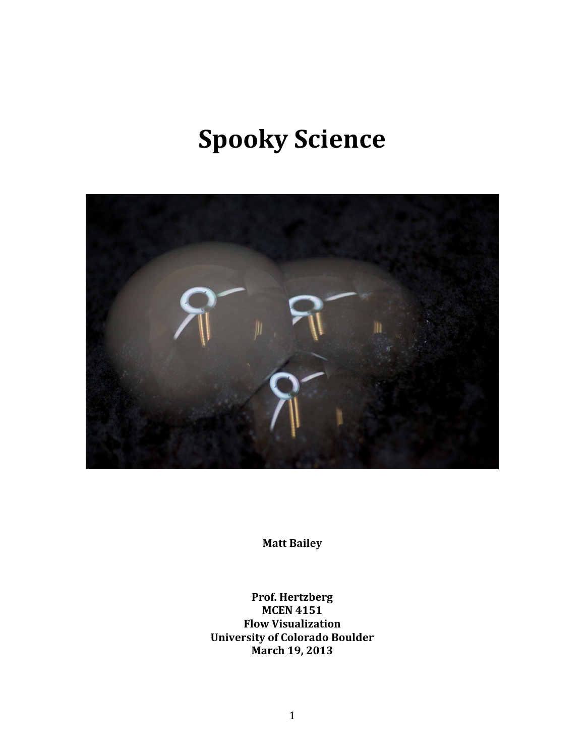# Spooky Science

**Matt Bailey**

**Prof. Hertzberg**
**MCEN 4151**
**Flow Visualization**
**University of Colorado Boulder**
**March 19, 2013**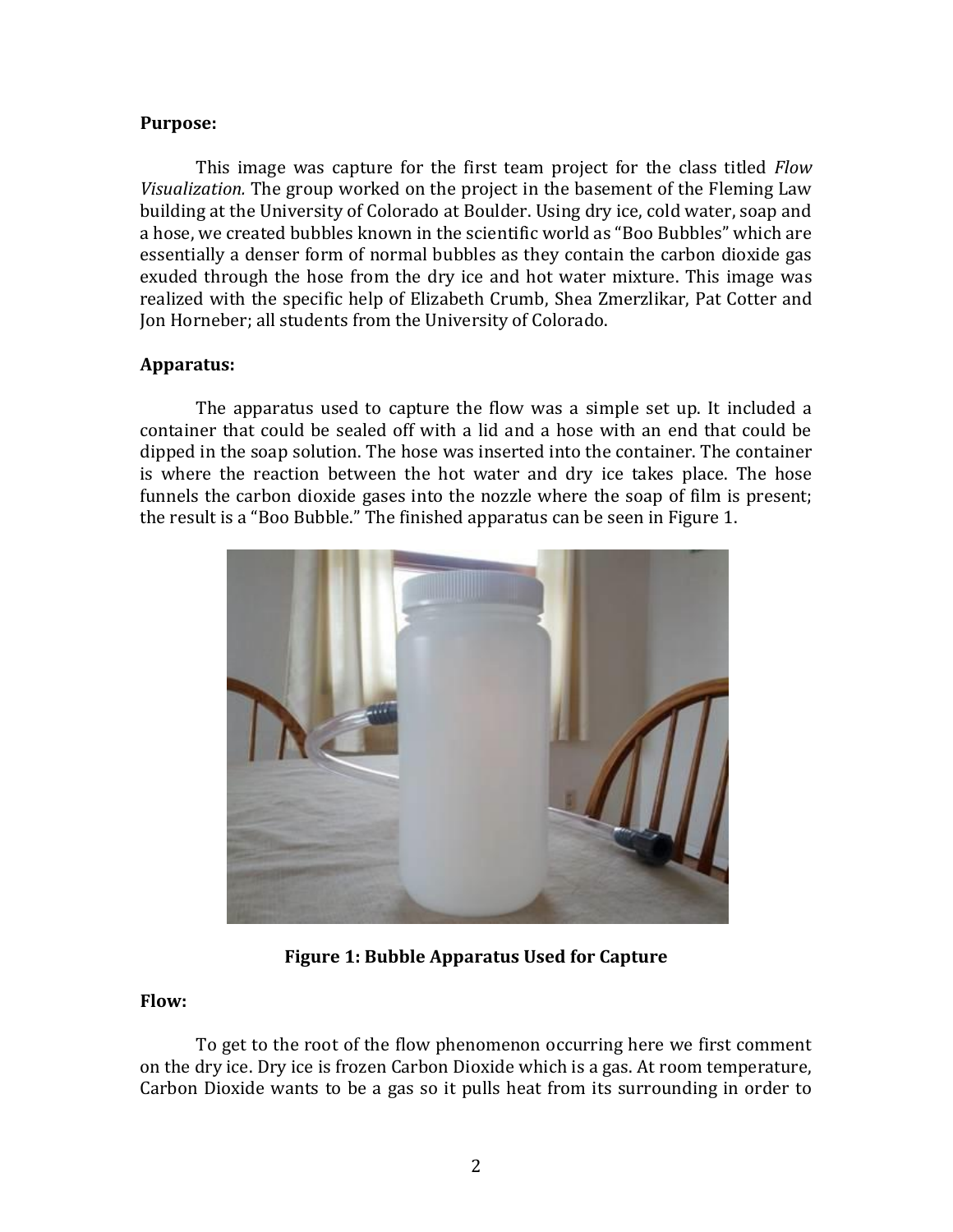**Purpose:**

This image was capture for the first team project for the class titled *Flow Visualization.* The group worked on the project in the basement of the Fleming Law building at the University of Colorado at Boulder. Using dry ice, cold water, soap and a hose, we created bubbles known in the scientific world as "Boo Bubbles" which are essentially a denser form of normal bubbles as they contain the carbon dioxide gas exuded through the hose from the dry ice and hot water mixture. This image was realized with the specific help of Elizabeth Crumb, Shea Zmerzlikar, Pat Cotter and Jon Horneber; all students from the University of Colorado.

**Apparatus:**

The apparatus used to capture the flow was a simple set up. It included a container that could be sealed off with a lid and a hose with an end that could be dipped in the soap solution. The hose was inserted into the container. The container is where the reaction between the hot water and dry ice takes place. The hose funnels the carbon dioxide gases into the nozzle where the soap of film is present; the result is a "Boo Bubble." The finished apparatus can be seen in Figure 1.

**Figure 1: Bubble Apparatus Used for Capture**

**Flow:**

To get to the root of the flow phenomenon occurring here we first comment on the dry ice. Dry ice is frozen Carbon Dioxide which is a gas. At room temperature, Carbon Dioxide wants to be a gas so it pulls heat from its surrounding in order to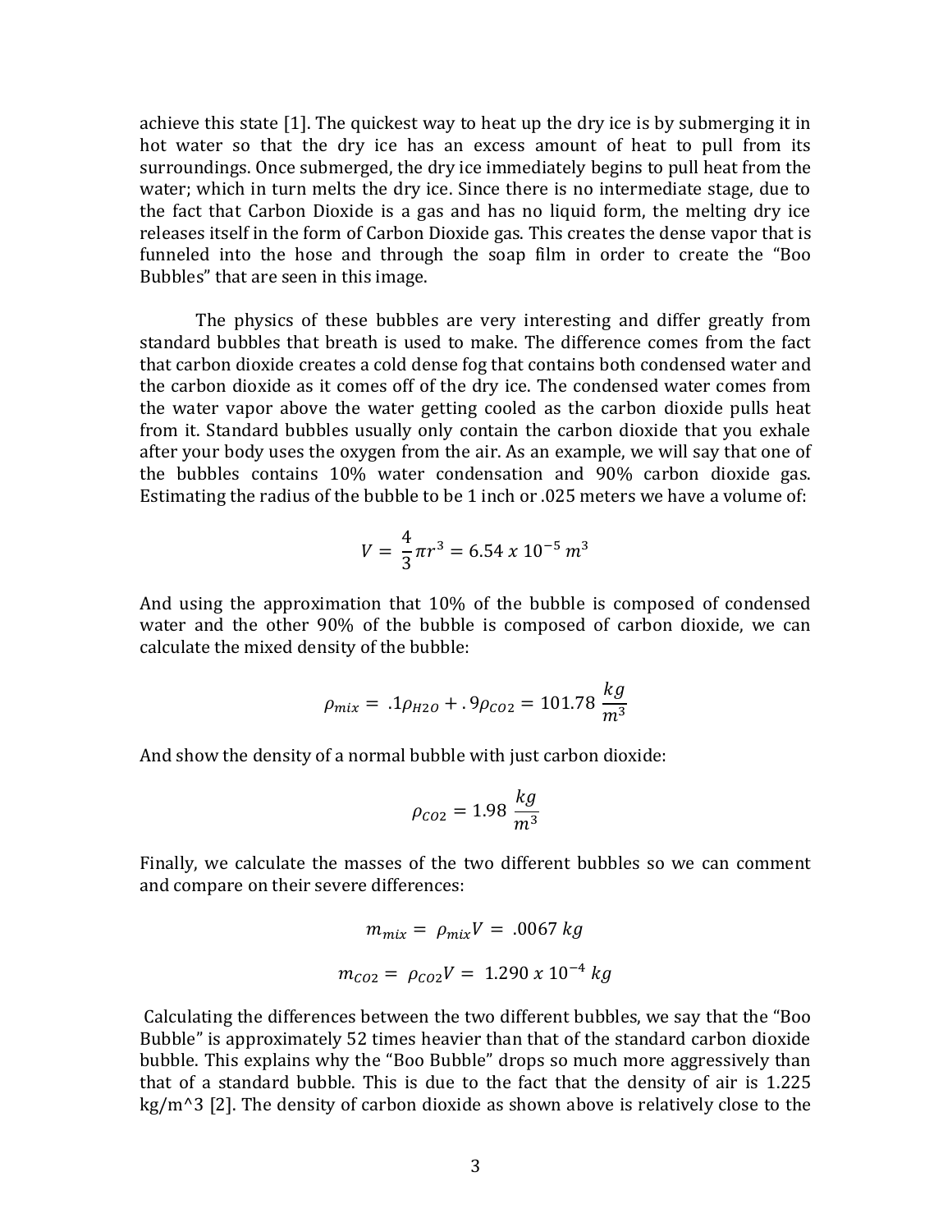achieve this state [1]. The quickest way to heat up the dry ice is by submerging it in hot water so that the dry ice has an excess amount of heat to pull from its surroundings. Once submerged, the dry ice immediately begins to pull heat from the water; which in turn melts the dry ice. Since there is no intermediate stage, due to the fact that Carbon Dioxide is a gas and has no liquid form, the melting dry ice releases itself in the form of Carbon Dioxide gas. This creates the dense vapor that is funneled into the hose and through the soap film in order to create the "Boo Bubbles" that are seen in this image.

The physics of these bubbles are very interesting and differ greatly from standard bubbles that breath is used to make. The difference comes from the fact that carbon dioxide creates a cold dense fog that contains both condensed water and the carbon dioxide as it comes off of the dry ice. The condensed water comes from the water vapor above the water getting cooled as the carbon dioxide pulls heat from it. Standard bubbles usually only contain the carbon dioxide that you exhale after your body uses the oxygen from the air. As an example, we will say that one of the bubbles contains 10% water condensation and 90% carbon dioxide gas. Estimating the radius of the bubble to be 1 inch or .025 meters we have a volume of:

$$V = \frac{4}{3}\pi r^3 = 6.54 \ x \ 10^{-5} \ m^3$$

And using the approximation that 10% of the bubble is composed of condensed water and the other 90% of the bubble is composed of carbon dioxide, we can calculate the mixed density of the bubble:

$$\rho_{mix} = .1\rho_{H2O} + .9\rho_{CO2} = 101.78 \ \frac{kg}{m^3}$$

And show the density of a normal bubble with just carbon dioxide:

$$\rho_{CO2} = 1.98 \ \frac{kg}{m^3}$$

Finally, we calculate the masses of the two different bubbles so we can comment and compare on their severe differences:

$$m_{mix} = \rho_{mix}V = .0067 \ kg$$

$$m_{CO2} = \rho_{CO2}V = 1.290 \ x \ 10^{-4} \ kg$$

Calculating the differences between the two different bubbles, we say that the "Boo Bubble" is approximately 52 times heavier than that of the standard carbon dioxide bubble. This explains why the "Boo Bubble" drops so much more aggressively than that of a standard bubble. This is due to the fact that the density of air is 1.225 kg/m^3 [2]. The density of carbon dioxide as shown above is relatively close to the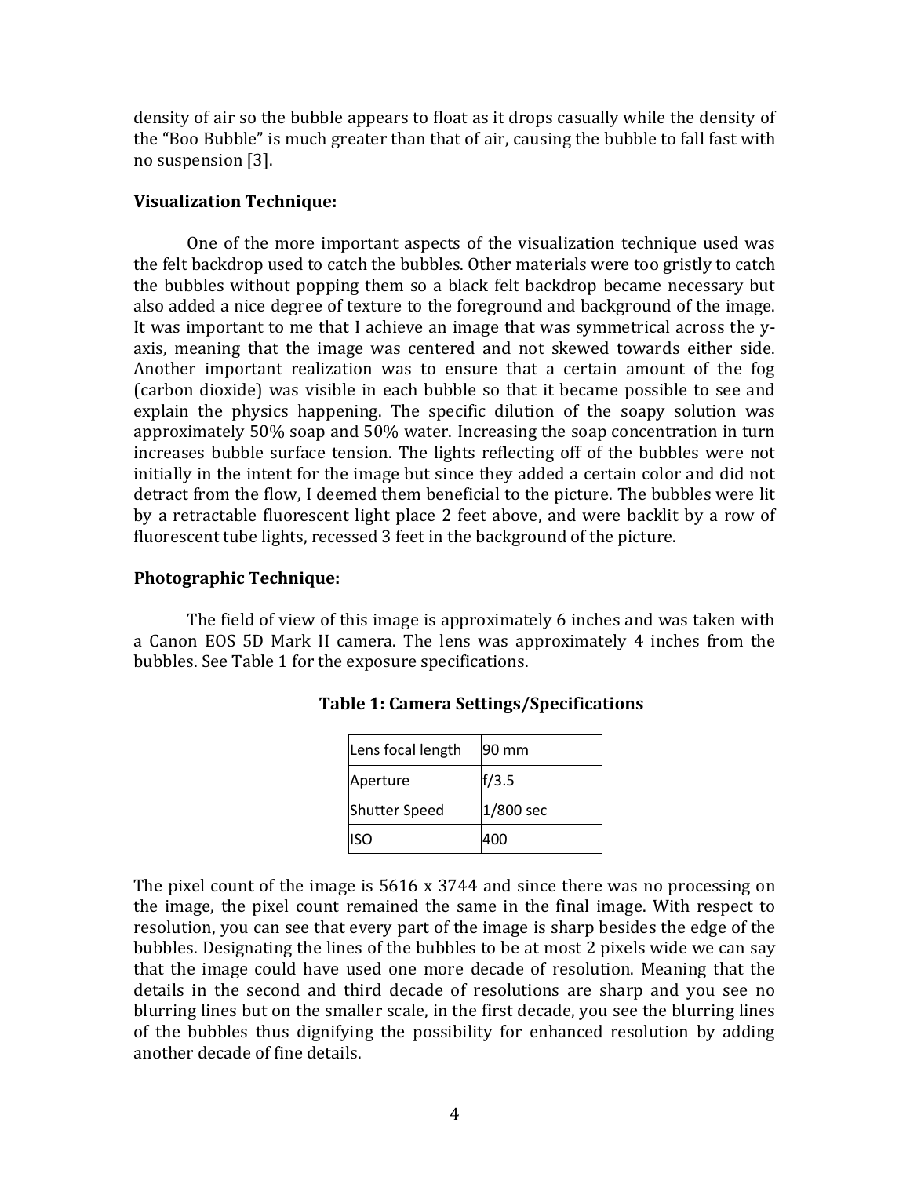density of air so the bubble appears to float as it drops casually while the density of the "Boo Bubble" is much greater than that of air, causing the bubble to fall fast with no suspension [3].

**Visualization Technique:**

One of the more important aspects of the visualization technique used was the felt backdrop used to catch the bubbles. Other materials were too gristly to catch the bubbles without popping them so a black felt backdrop became necessary but also added a nice degree of texture to the foreground and background of the image. It was important to me that I achieve an image that was symmetrical across the y-axis, meaning that the image was centered and not skewed towards either side. Another important realization was to ensure that a certain amount of the fog (carbon dioxide) was visible in each bubble so that it became possible to see and explain the physics happening. The specific dilution of the soapy solution was approximately 50% soap and 50% water. Increasing the soap concentration in turn increases bubble surface tension. The lights reflecting off of the bubbles were not initially in the intent for the image but since they added a certain color and did not detract from the flow, I deemed them beneficial to the picture. The bubbles were lit by a retractable fluorescent light place 2 feet above, and were backlit by a row of fluorescent tube lights, recessed 3 feet in the background of the picture.

**Photographic Technique:**

The field of view of this image is approximately 6 inches and was taken with a Canon EOS 5D Mark II camera. The lens was approximately 4 inches from the bubbles. See Table 1 for the exposure specifications.

**Table 1: Camera Settings/Specifications**

| Lens focal length | 90 mm |
|---|---|
| Aperture | f/3.5 |
| Shutter Speed | 1/800 sec |
| ISO | 400 |

The pixel count of the image is 5616 x 3744 and since there was no processing on the image, the pixel count remained the same in the final image. With respect to resolution, you can see that every part of the image is sharp besides the edge of the bubbles. Designating the lines of the bubbles to be at most 2 pixels wide we can say that the image could have used one more decade of resolution. Meaning that the details in the second and third decade of resolutions are sharp and you see no blurring lines but on the smaller scale, in the first decade, you see the blurring lines of the bubbles thus dignifying the possibility for enhanced resolution by adding another decade of fine details.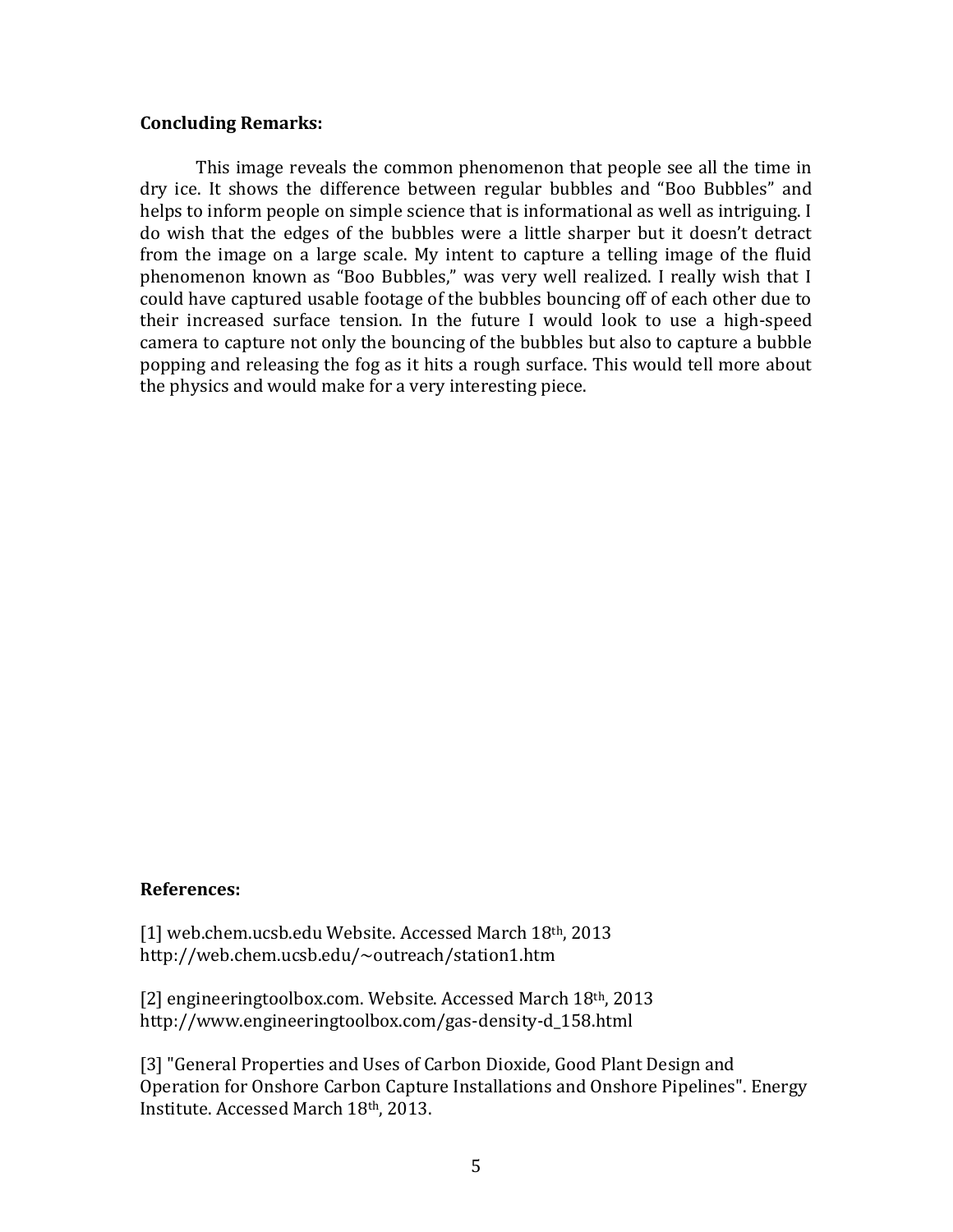**Concluding Remarks:**

This image reveals the common phenomenon that people see all the time in dry ice. It shows the difference between regular bubbles and "Boo Bubbles" and helps to inform people on simple science that is informational as well as intriguing. I do wish that the edges of the bubbles were a little sharper but it doesn't detract from the image on a large scale. My intent to capture a telling image of the fluid phenomenon known as "Boo Bubbles," was very well realized. I really wish that I could have captured usable footage of the bubbles bouncing off of each other due to their increased surface tension. In the future I would look to use a high-speed camera to capture not only the bouncing of the bubbles but also to capture a bubble popping and releasing the fog as it hits a rough surface. This would tell more about the physics and would make for a very interesting piece.

**References:**

[1] web.chem.ucsb.edu Website. Accessed March 18th, 2013
http://web.chem.ucsb.edu/~outreach/station1.htm

[2] engineeringtoolbox.com. Website. Accessed March 18th, 2013
http://www.engineeringtoolbox.com/gas-density-d_158.html

[3] "General Properties and Uses of Carbon Dioxide, Good Plant Design and Operation for Onshore Carbon Capture Installations and Onshore Pipelines". Energy Institute. Accessed March 18th, 2013.